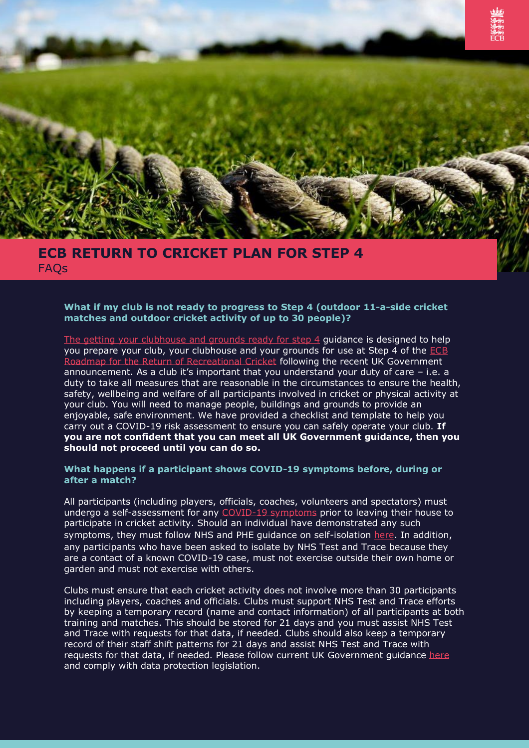# ECB RETURN TO CRICKET PLAN FOR STEP 4

FAQs

### What if my club is not ready to progress to Step 4 (outdoor 11-a-side cricket matches and outdoor cricket activity of up to 30 people)?

The getting your clubhouse and grounds ready for step 4 guidance is designed to help you prepare your club, your clubhouse and your grounds for use at Step 4 of the ECB Roadmap for the Return of Recreational Cricket following the recent UK Government announcement. As a club it's important that you understand your duty of care – i.e. a duty to take all measures that are reasonable in the circumstances to ensure the health, safety, wellbeing and welfare of all participants involved in cricket or physical activity at your club. You will need to manage people, buildings and grounds to provide an enjoyable, safe environment. We have provided a checklist and template to help you carry out a COVID-19 risk assessment to ensure you can safely operate your club. **If you are not confident that you can meet all UK Government guidance, then you should not proceed until you can do so.**

### What happens if a participant shows COVID-19 symptoms before, during or after a match?

All participants (including players, officials, coaches, volunteers and spectators) must undergo a self-assessment for any COVID-19 symptoms prior to leaving their house to participate in cricket activity. Should an individual have demonstrated any such symptoms, they must follow NHS and PHE guidance on self-isolation here. In addition, any participants who have been asked to isolate by NHS Test and Trace because they are a contact of a known COVID-19 case, must not exercise outside their own home or garden and must not exercise with others.

Clubs must ensure that each cricket activity does not involve more than 30 participants including players, coaches and officials. Clubs must support NHS Test and Trace efforts by keeping a temporary record (name and contact information) of all participants at both training and matches. This should be stored for 21 days and you must assist NHS Test and Trace with requests for that data, if needed. Clubs should also keep a temporary record of their staff shift patterns for 21 days and assist NHS Test and Trace with requests for that data, if needed. Please follow current UK Government guidance here and comply with data protection legislation.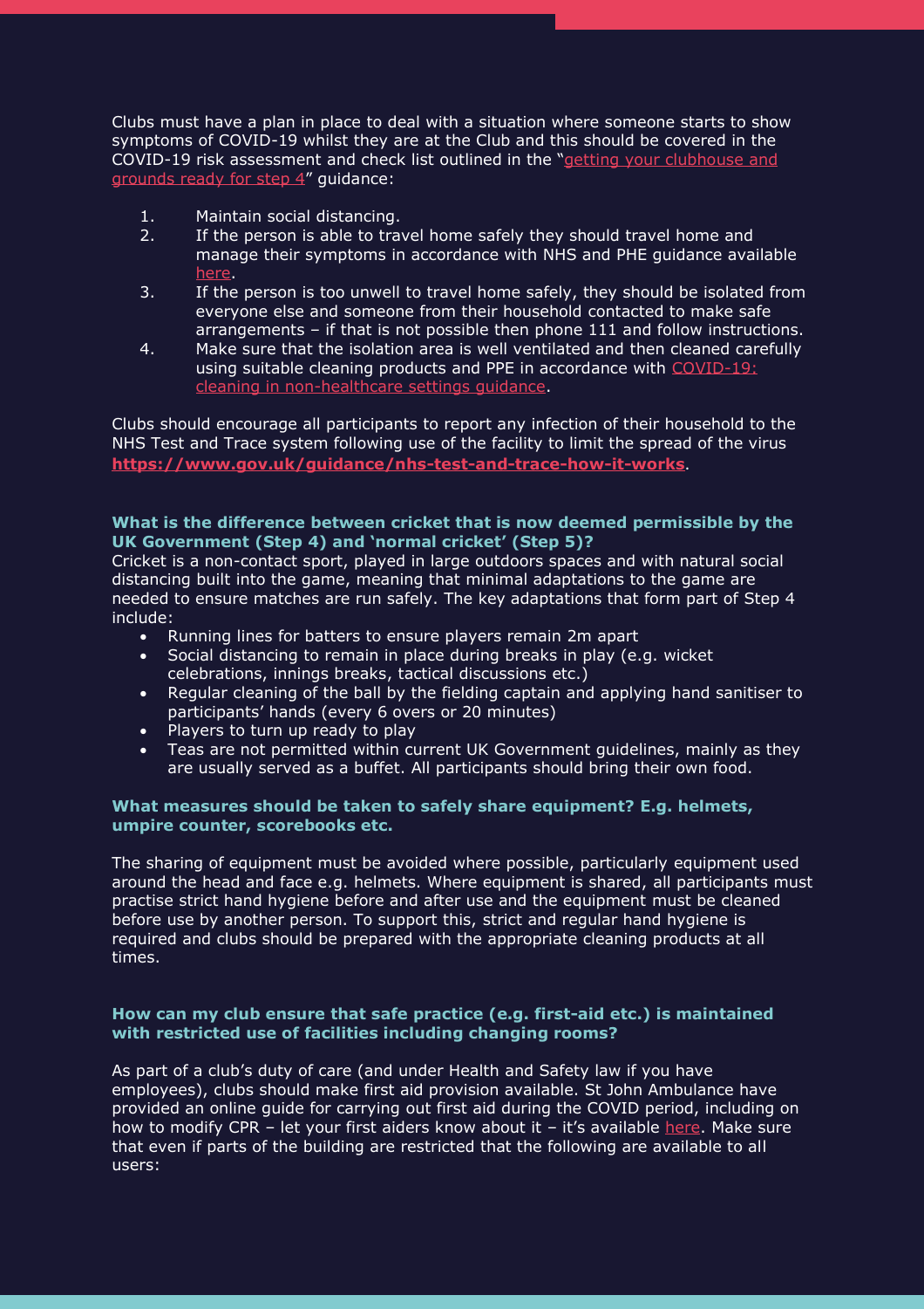Clubs must have a plan in place to deal with a situation where someone starts to show symptoms of COVID-19 whilst they are at the Club and this should be covered in the COVID-19 risk assessment and check list outlined in the "getting your clubhouse and grounds ready for step 4" guidance:

1. Maintain social distancing.
2. If the person is able to travel home safely they should travel home and manage their symptoms in accordance with NHS and PHE guidance available here.
3. If the person is too unwell to travel home safely, they should be isolated from everyone else and someone from their household contacted to make safe arrangements – if that is not possible then phone 111 and follow instructions.
4. Make sure that the isolation area is well ventilated and then cleaned carefully using suitable cleaning products and PPE in accordance with COVID-19: cleaning in non-healthcare settings guidance.

Clubs should encourage all participants to report any infection of their household to the NHS Test and Trace system following use of the facility to limit the spread of the virus **https://www.gov.uk/guidance/nhs-test-and-trace-how-it-works**.

### What is the difference between cricket that is now deemed permissible by the UK Government (Step 4) and 'normal cricket' (Step 5)?

Cricket is a non-contact sport, played in large outdoors spaces and with natural social distancing built into the game, meaning that minimal adaptations to the game are needed to ensure matches are run safely. The key adaptations that form part of Step 4 include:

- Running lines for batters to ensure players remain 2m apart
- Social distancing to remain in place during breaks in play (e.g. wicket celebrations, innings breaks, tactical discussions etc.)
- Regular cleaning of the ball by the fielding captain and applying hand sanitiser to participants' hands (every 6 overs or 20 minutes)
- Players to turn up ready to play
- Teas are not permitted within current UK Government guidelines, mainly as they are usually served as a buffet. All participants should bring their own food.

### What measures should be taken to safely share equipment? E.g. helmets, umpire counter, scorebooks etc.

The sharing of equipment must be avoided where possible, particularly equipment used around the head and face e.g. helmets. Where equipment is shared, all participants must practise strict hand hygiene before and after use and the equipment must be cleaned before use by another person. To support this, strict and regular hand hygiene is required and clubs should be prepared with the appropriate cleaning products at all times.

### How can my club ensure that safe practice (e.g. first-aid etc.) is maintained with restricted use of facilities including changing rooms?

As part of a club's duty of care (and under Health and Safety law if you have employees), clubs should make first aid provision available. St John Ambulance have provided an online guide for carrying out first aid during the COVID period, including on how to modify CPR – let your first aiders know about it – it's available here. Make sure that even if parts of the building are restricted that the following are available to all users: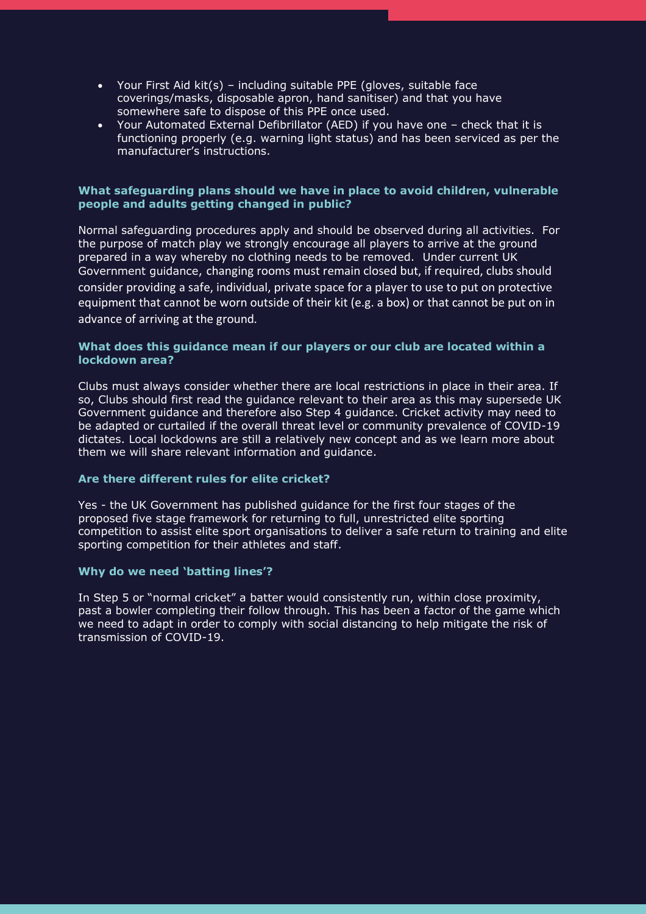- Your First Aid kit(s) – including suitable PPE (gloves, suitable face coverings/masks, disposable apron, hand sanitiser) and that you have somewhere safe to dispose of this PPE once used.
- Your Automated External Defibrillator (AED) if you have one – check that it is functioning properly (e.g. warning light status) and has been serviced as per the manufacturer's instructions.

### What safeguarding plans should we have in place to avoid children, vulnerable people and adults getting changed in public?

Normal safeguarding procedures apply and should be observed during all activities. For the purpose of match play we strongly encourage all players to arrive at the ground prepared in a way whereby no clothing needs to be removed. Under current UK Government guidance, changing rooms must remain closed but, if required, clubs should consider providing a safe, individual, private space for a player to use to put on protective equipment that cannot be worn outside of their kit (e.g. a box) or that cannot be put on in advance of arriving at the ground.

### What does this guidance mean if our players or our club are located within a lockdown area?

Clubs must always consider whether there are local restrictions in place in their area. If so, Clubs should first read the guidance relevant to their area as this may supersede UK Government guidance and therefore also Step 4 guidance. Cricket activity may need to be adapted or curtailed if the overall threat level or community prevalence of COVID-19 dictates. Local lockdowns are still a relatively new concept and as we learn more about them we will share relevant information and guidance.

### Are there different rules for elite cricket?

Yes - the UK Government has published guidance for the first four stages of the proposed five stage framework for returning to full, unrestricted elite sporting competition to assist elite sport organisations to deliver a safe return to training and elite sporting competition for their athletes and staff.

### Why do we need 'batting lines'?

In Step 5 or "normal cricket" a batter would consistently run, within close proximity, past a bowler completing their follow through. This has been a factor of the game which we need to adapt in order to comply with social distancing to help mitigate the risk of transmission of COVID-19.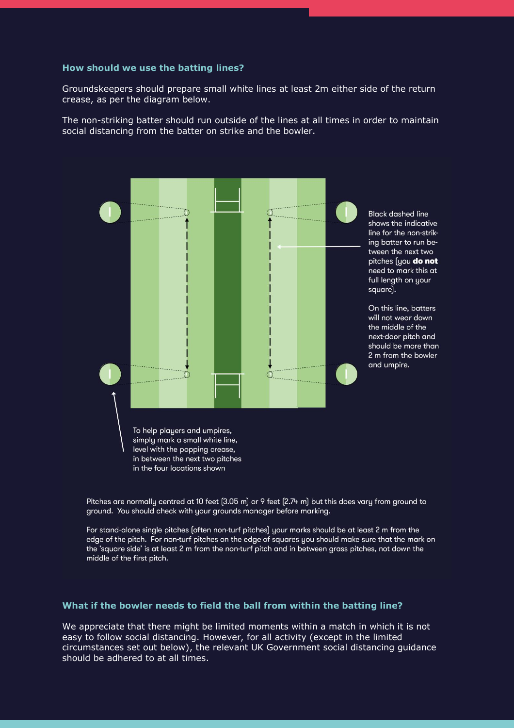### How should we use the batting lines?

Groundskeepers should prepare small white lines at least 2m either side of the return crease, as per the diagram below.

The non-striking batter should run outside of the lines at all times in order to maintain social distancing from the batter on strike and the bowler.

Black dashed line shows the indicative line for the non-striking batter to run between the next two pitches (you **do not** need to mark this at full length on your square).

On this line, batters will not wear down the middle of the next-door pitch and should be more than 2 m from the bowler and umpire.

To help players and umpires, simply mark a small white line, level with the popping crease, in between the next two pitches in the four locations shown

Pitches are normally centred at 10 feet (3.05 m) or 9 feet (2.74 m) but this does vary from ground to ground. You should check with your grounds manager before marking.

For stand-alone single pitches (often non-turf pitches) your marks should be at least 2 m from the edge of the pitch. For non-turf pitches on the edge of squares you should make sure that the mark on the 'square side' is at least 2 m from the non-turf pitch and in between grass pitches, not down the middle of the first pitch.

### What if the bowler needs to field the ball from within the batting line?

We appreciate that there might be limited moments within a match in which it is not easy to follow social distancing. However, for all activity (except in the limited circumstances set out below), the relevant UK Government social distancing guidance should be adhered to at all times.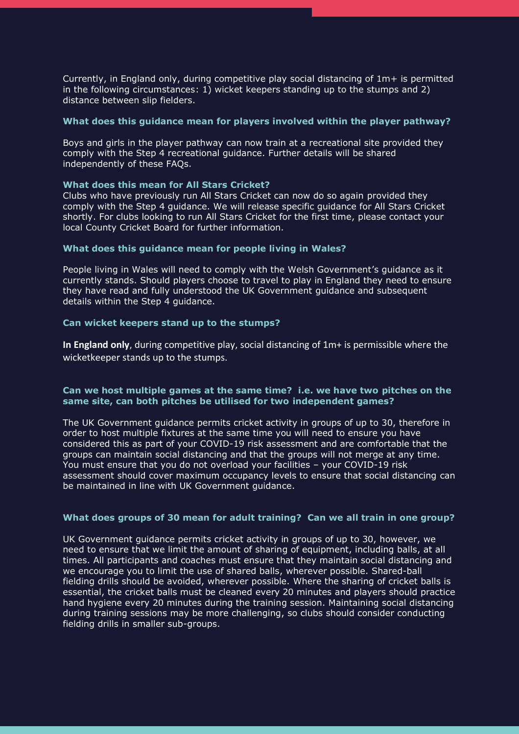Currently, in England only, during competitive play social distancing of 1m+ is permitted in the following circumstances: 1) wicket keepers standing up to the stumps and 2) distance between slip fielders.

### What does this guidance mean for players involved within the player pathway?

Boys and girls in the player pathway can now train at a recreational site provided they comply with the Step 4 recreational guidance. Further details will be shared independently of these FAQs.

### What does this mean for All Stars Cricket?

Clubs who have previously run All Stars Cricket can now do so again provided they comply with the Step 4 guidance. We will release specific guidance for All Stars Cricket shortly. For clubs looking to run All Stars Cricket for the first time, please contact your local County Cricket Board for further information.

### What does this guidance mean for people living in Wales?

People living in Wales will need to comply with the Welsh Government's guidance as it currently stands. Should players choose to travel to play in England they need to ensure they have read and fully understood the UK Government guidance and subsequent details within the Step 4 guidance.

### Can wicket keepers stand up to the stumps?

**In England only**, during competitive play, social distancing of 1m+ is permissible where the wicketkeeper stands up to the stumps.

### Can we host multiple games at the same time? i.e. we have two pitches on the same site, can both pitches be utilised for two independent games?

The UK Government guidance permits cricket activity in groups of up to 30, therefore in order to host multiple fixtures at the same time you will need to ensure you have considered this as part of your COVID-19 risk assessment and are comfortable that the groups can maintain social distancing and that the groups will not merge at any time. You must ensure that you do not overload your facilities – your COVID-19 risk assessment should cover maximum occupancy levels to ensure that social distancing can be maintained in line with UK Government guidance.

### What does groups of 30 mean for adult training? Can we all train in one group?

UK Government guidance permits cricket activity in groups of up to 30, however, we need to ensure that we limit the amount of sharing of equipment, including balls, at all times. All participants and coaches must ensure that they maintain social distancing and we encourage you to limit the use of shared balls, wherever possible. Shared-ball fielding drills should be avoided, wherever possible. Where the sharing of cricket balls is essential, the cricket balls must be cleaned every 20 minutes and players should practice hand hygiene every 20 minutes during the training session. Maintaining social distancing during training sessions may be more challenging, so clubs should consider conducting fielding drills in smaller sub-groups.